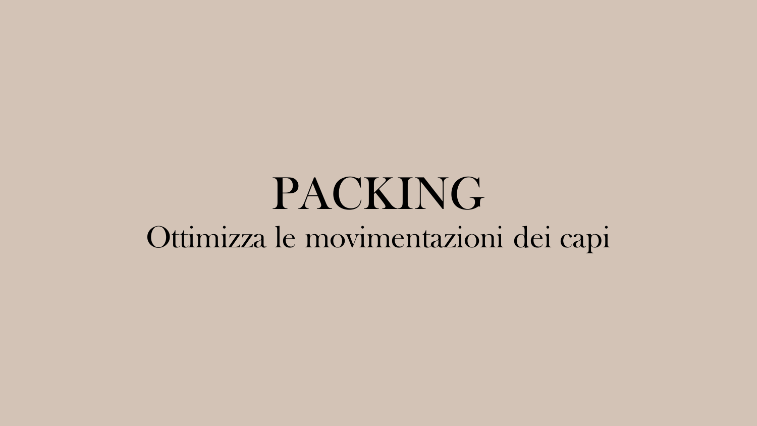# PACKING

Ottimizza le movimentazioni dei capi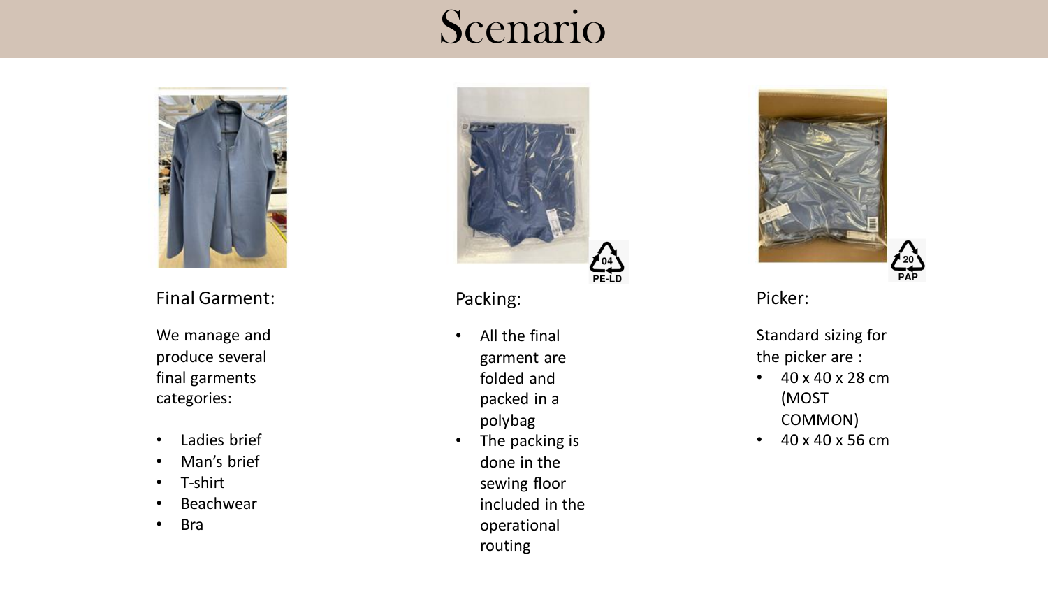# Scenario

Final Garment:

We manage and produce several final garments categories:

- Ladies brief
- Man's brief
- T-shirt
- Beachwear
- Bra

Packing:

- All the final garment are folded and packed in a polybag
- The packing is done in the sewing floor included in the operational routing

04 PE-LD

Picker:

Standard sizing for the picker are :

- 40 x 40 x 28 cm (MOST COMMON)
- 40 x 40 x 56 cm

20 PAP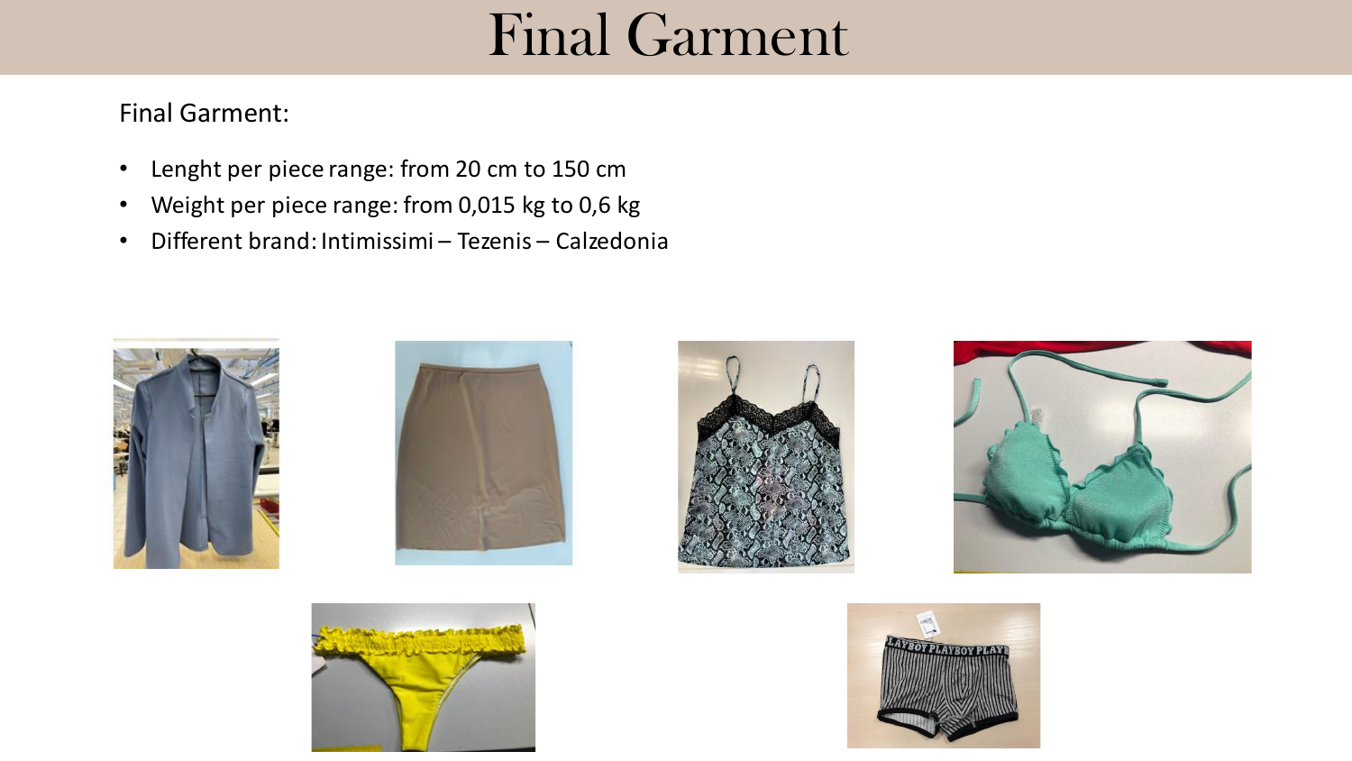# Final Garment

Final Garment:

- Lenght per piece range: from 20 cm to 150 cm
- Weight per piece range: from 0,015 kg to 0,6 kg
- Different brand: Intimissimi – Tezenis – Calzedonia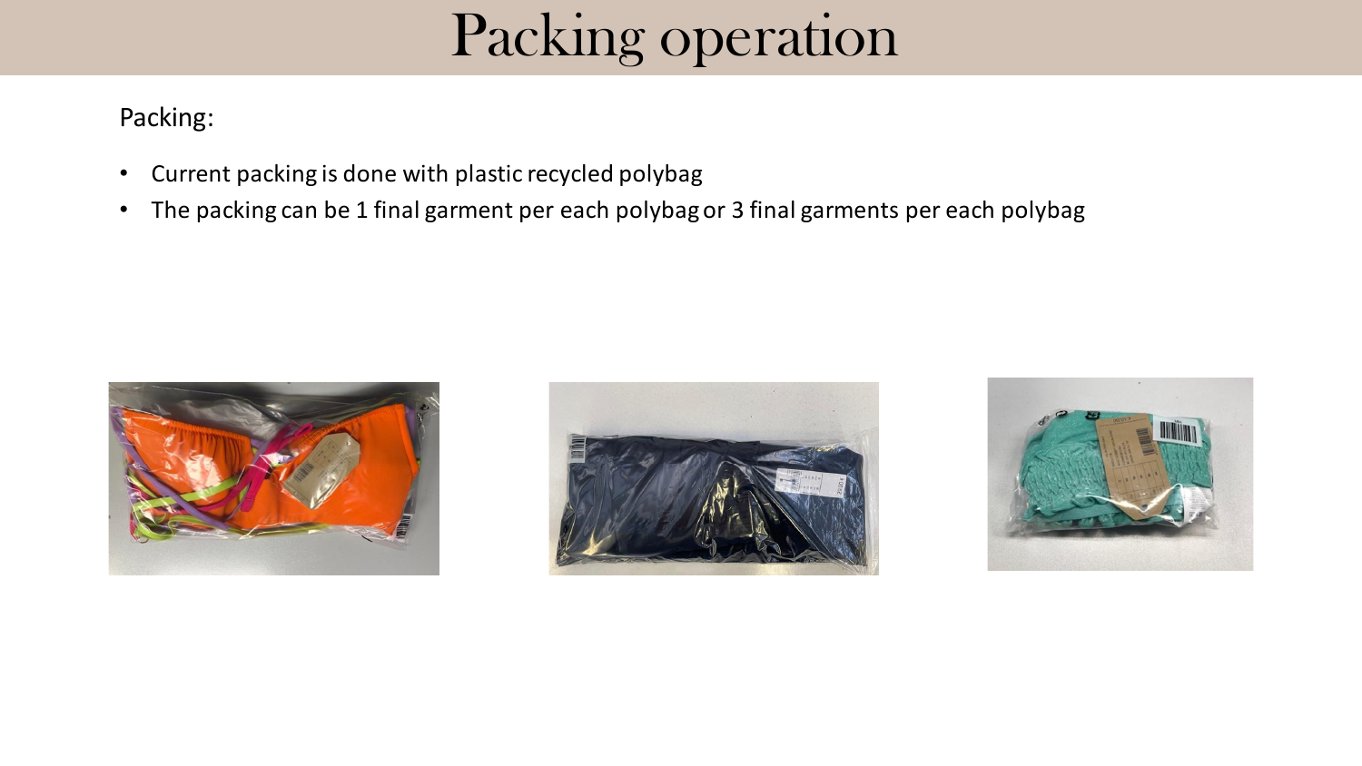# Packing operation

Packing:

- Current packing is done with plastic recycled polybag
- The packing can be 1 final garment per each polybag or 3 final garments per each polybag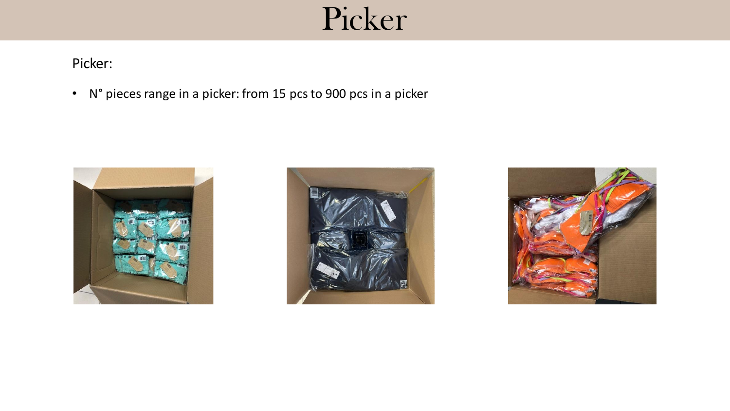# Picker

Picker:

- N° pieces range in a picker: from 15 pcs to 900 pcs in a picker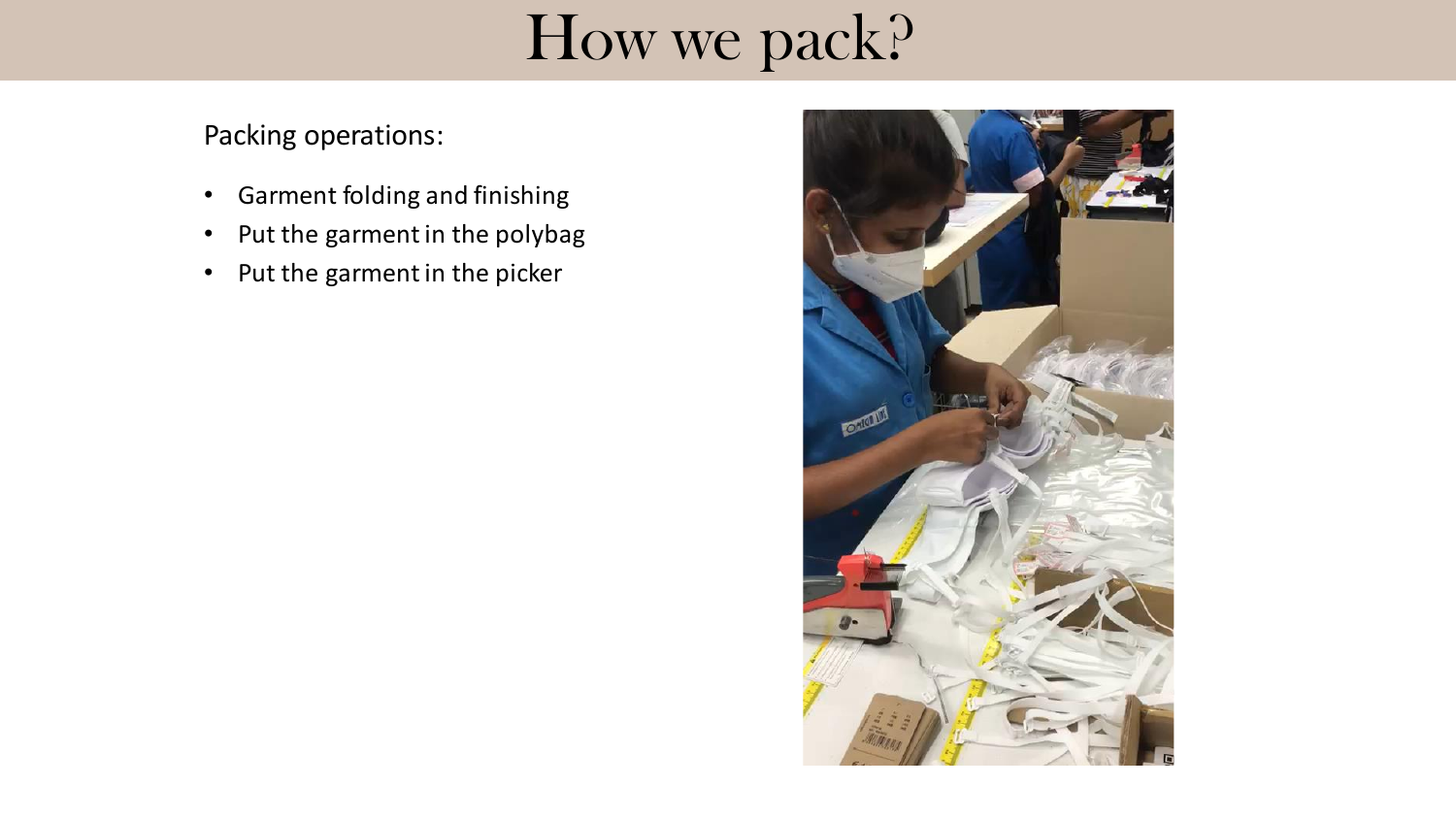# How we pack?

Packing operations:

- Garment folding and finishing
- Put the garment in the polybag
- Put the garment in the picker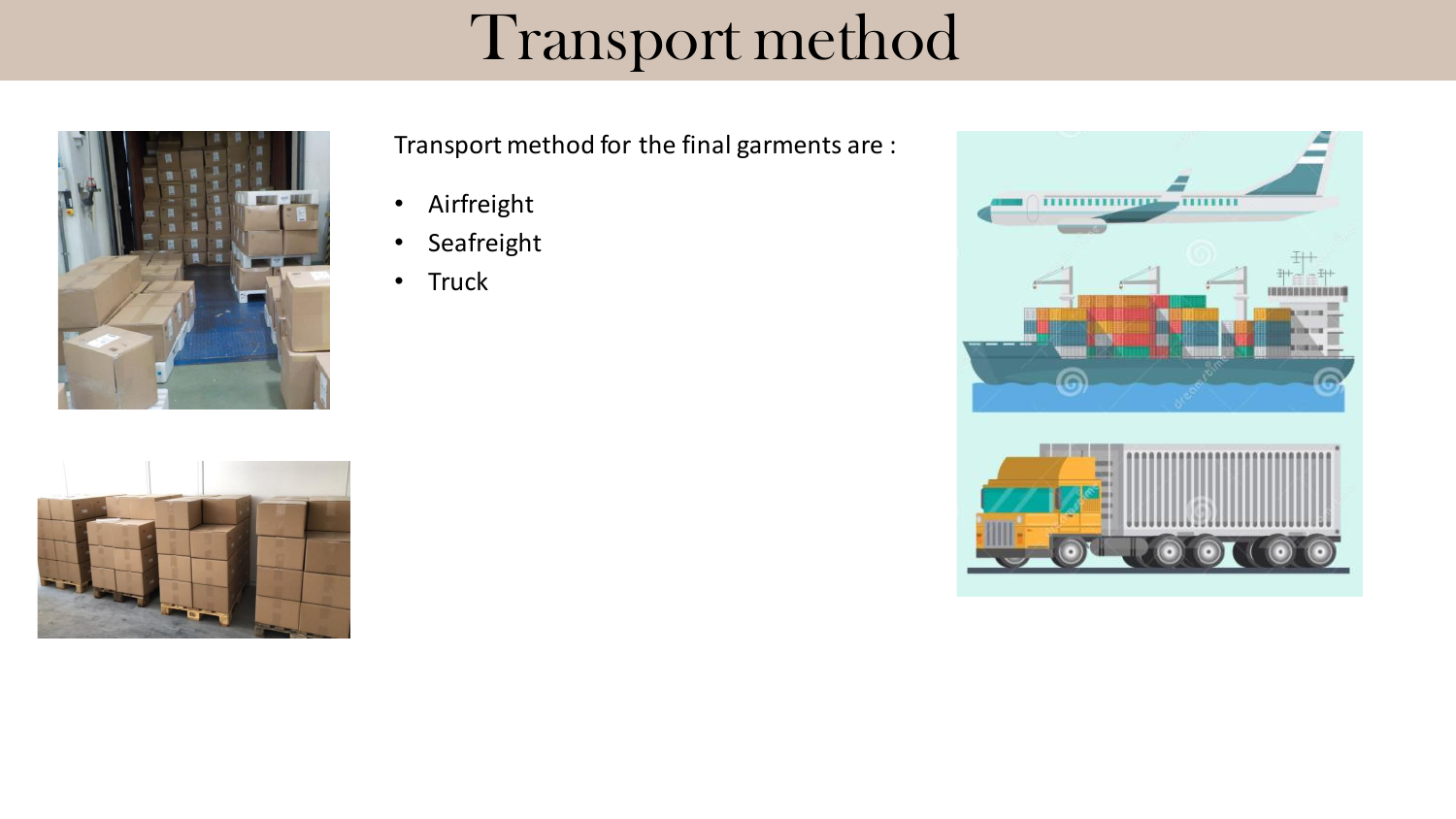# Transport method

Transport method for the final garments are :

- Airfreight
- Seafreight
- Truck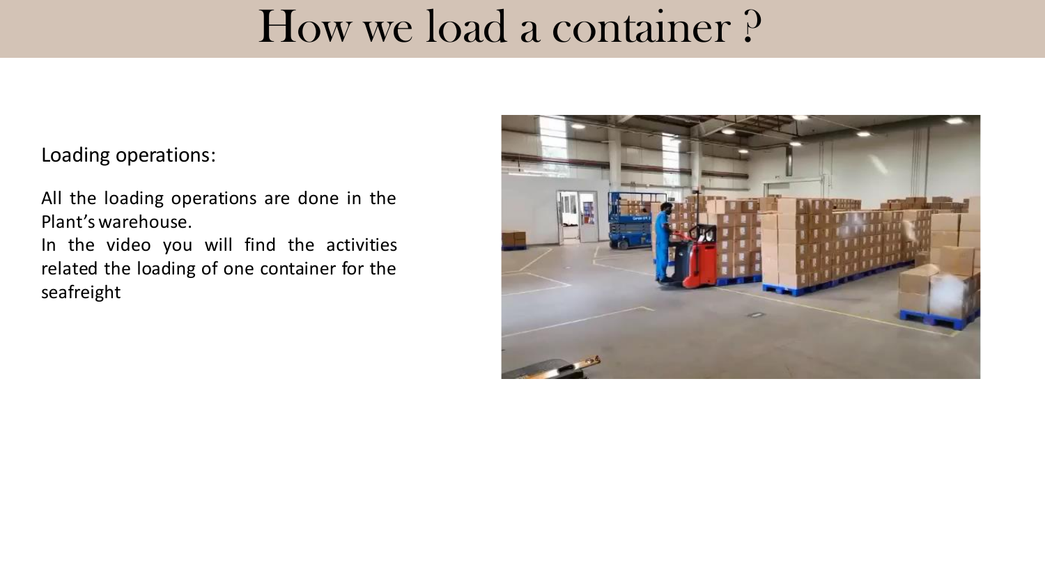# How we load a container ?

Loading operations:

All the loading operations are done in the Plant's warehouse.
In the video you will find the activities related the loading of one container for the seafreight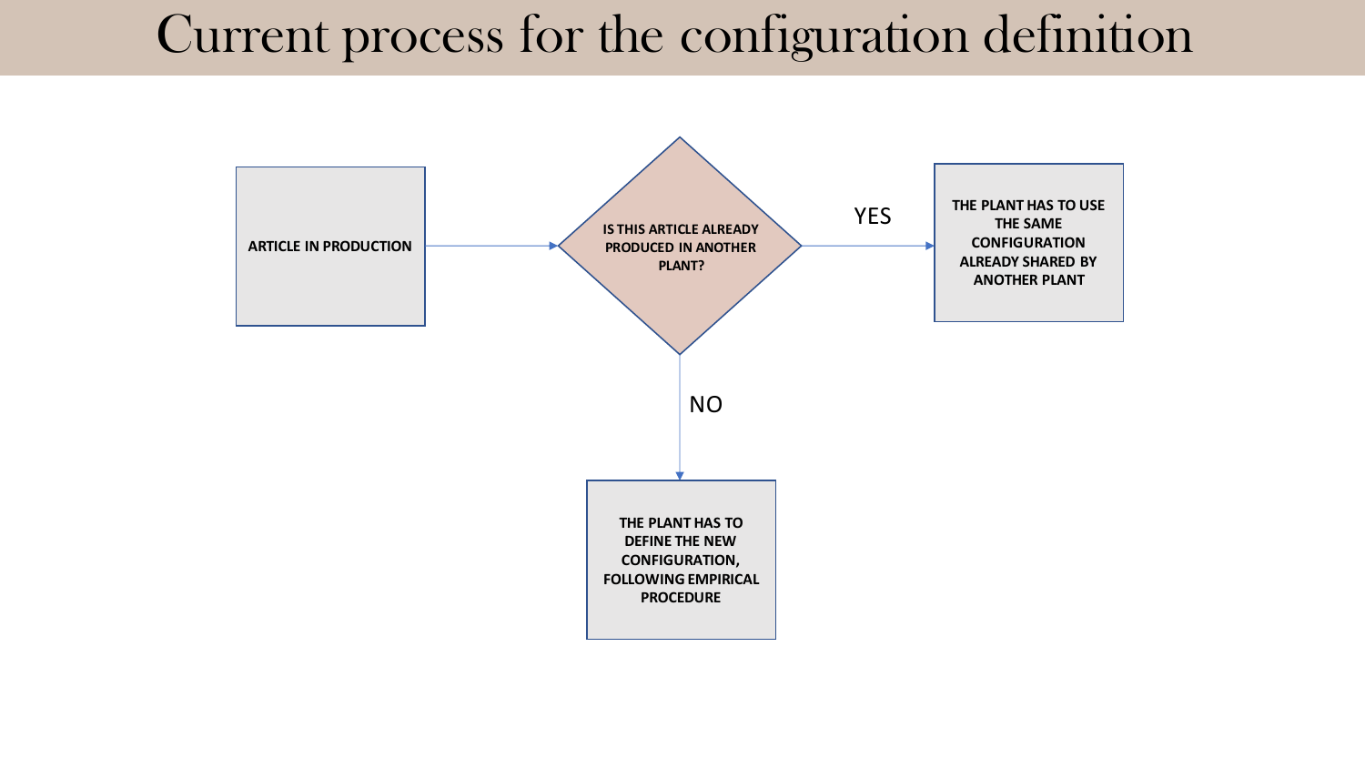# Current process for the configuration definition

ARTICLE IN PRODUCTION

IS THIS ARTICLE ALREADY PRODUCED IN ANOTHER PLANT?

YES

THE PLANT HAS TO USE THE SAME CONFIGURATION ALREADY SHARED BY ANOTHER PLANT

NO

THE PLANT HAS TO DEFINE THE NEW CONFIGURATION, FOLLOWING EMPIRICAL PROCEDURE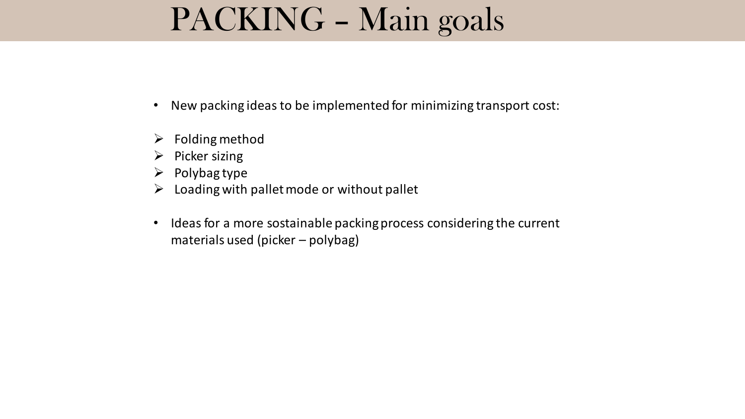# PACKING – Main goals

- New packing ideas to be implemented for minimizing transport cost:

  - Folding method
  - Picker sizing
  - Polybag type
  - Loading with pallet mode or without pallet

- Ideas for a more sostainable packing process considering the current materials used (picker – polybag)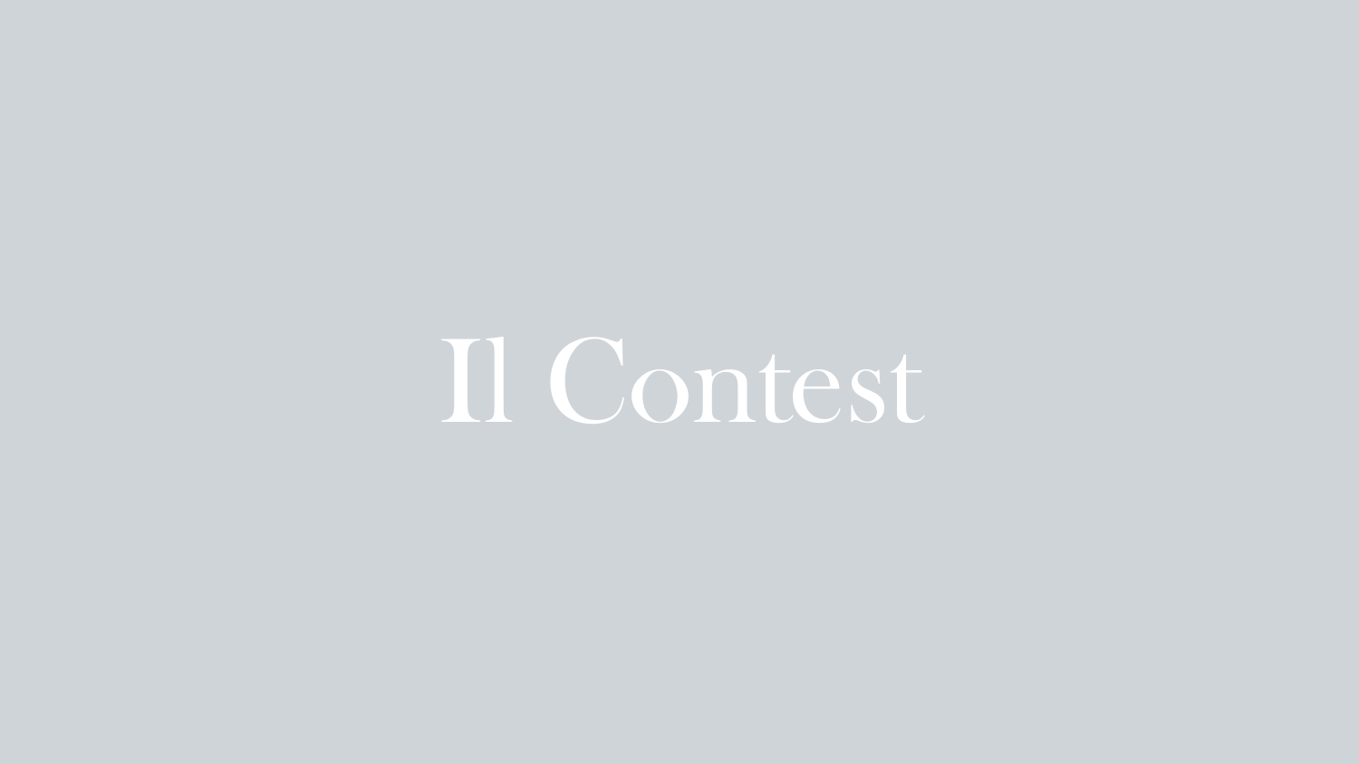# Il Contest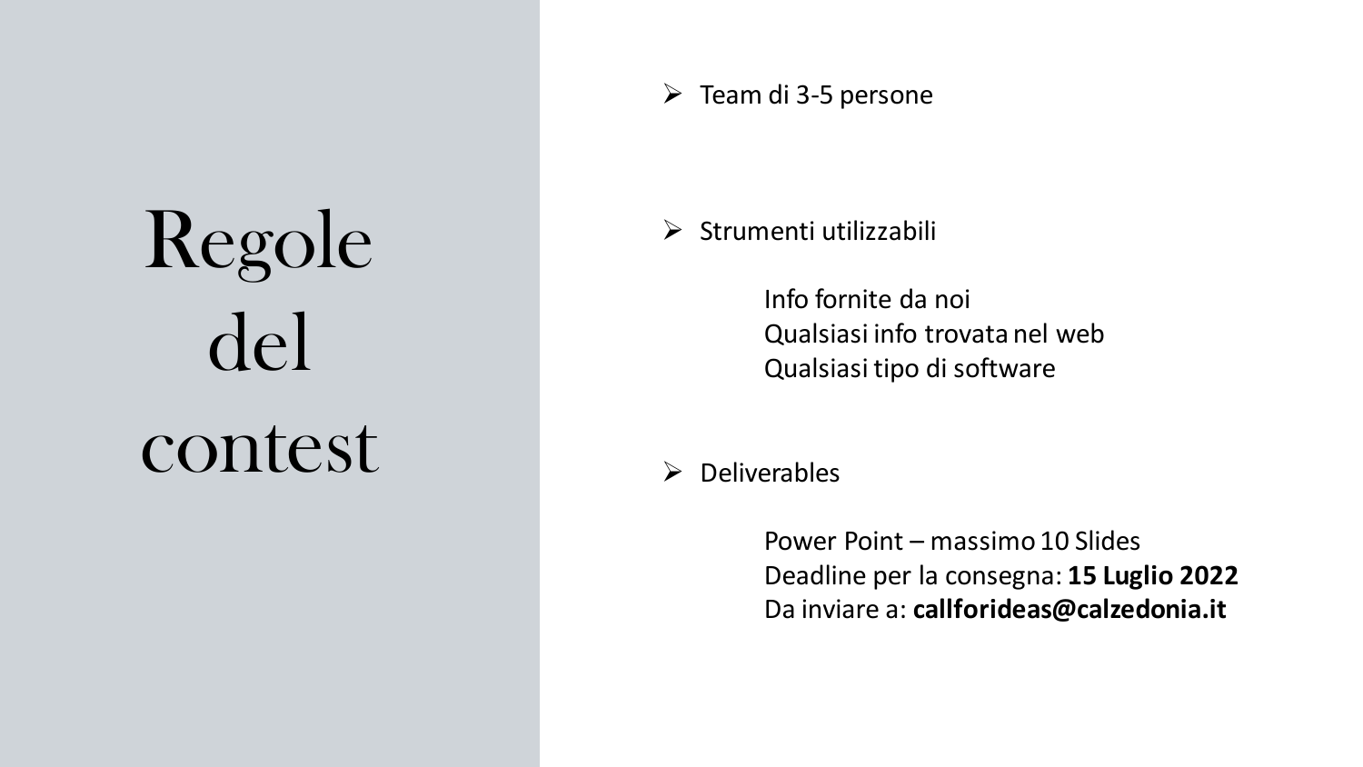# Regole del contest

- Team di 3-5 persone

- Strumenti utilizzabili

  Info fornite da noi
  Qualsiasi info trovata nel web
  Qualsiasi tipo di software

- Deliverables

  Power Point – massimo 10 Slides
  Deadline per la consegna: **15 Luglio 2022**
  Da inviare a: **callforideas@calzedonia.it**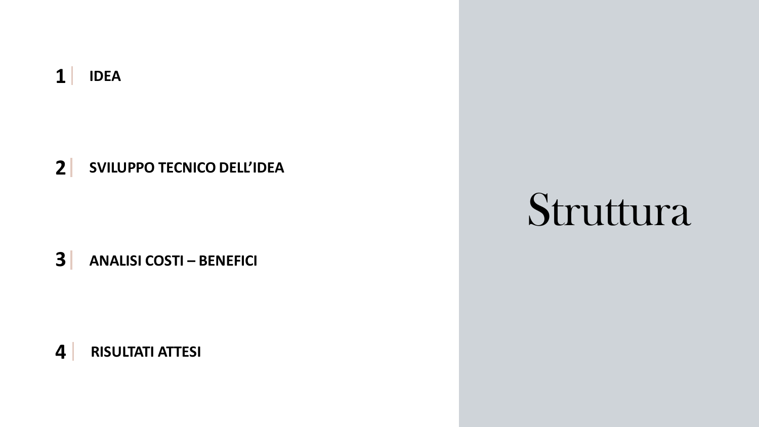# Struttura

1 | **IDEA**

2 | **SVILUPPO TECNICO DELL'IDEA**

3 | **ANALISI COSTI – BENEFICI**

4 | **RISULTATI ATTESI**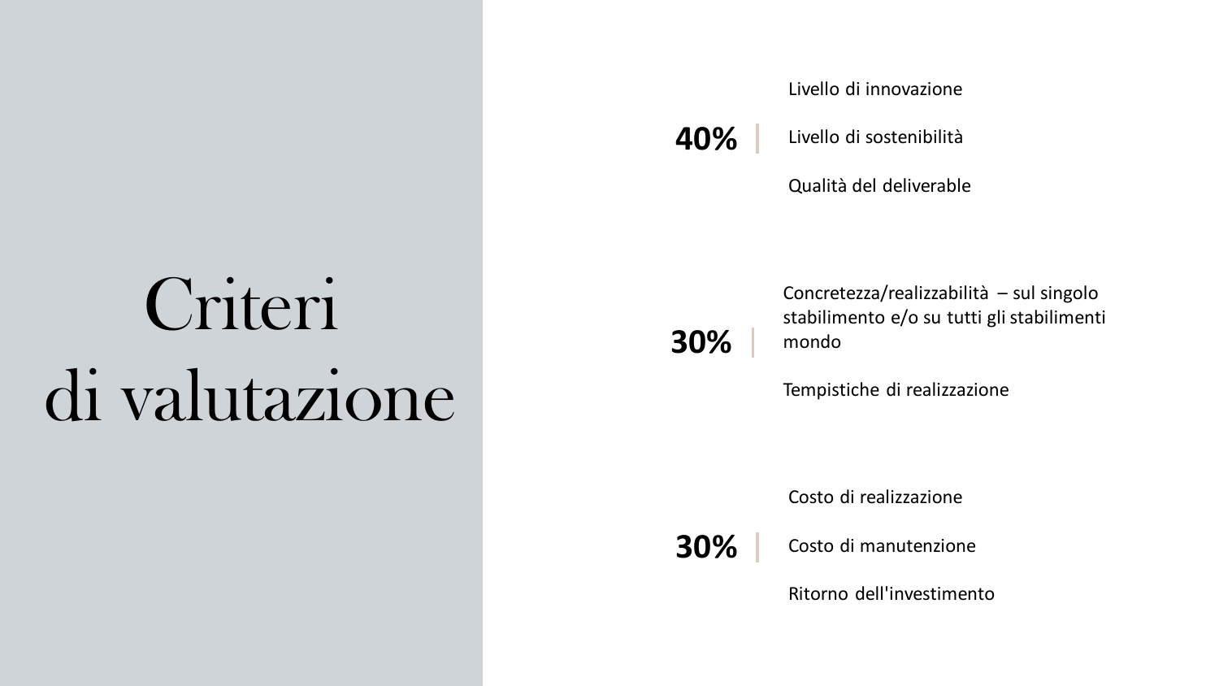# Criteri di valutazione

**40%**

- Livello di innovazione
- Livello di sostenibilità
- Qualità del deliverable

**30%**

- Concretezza/realizzabilità – sul singolo stabilimento e/o su tutti gli stabilimenti mondo
- Tempistiche di realizzazione

**30%**

- Costo di realizzazione
- Costo di manutenzione
- Ritorno dell'investimento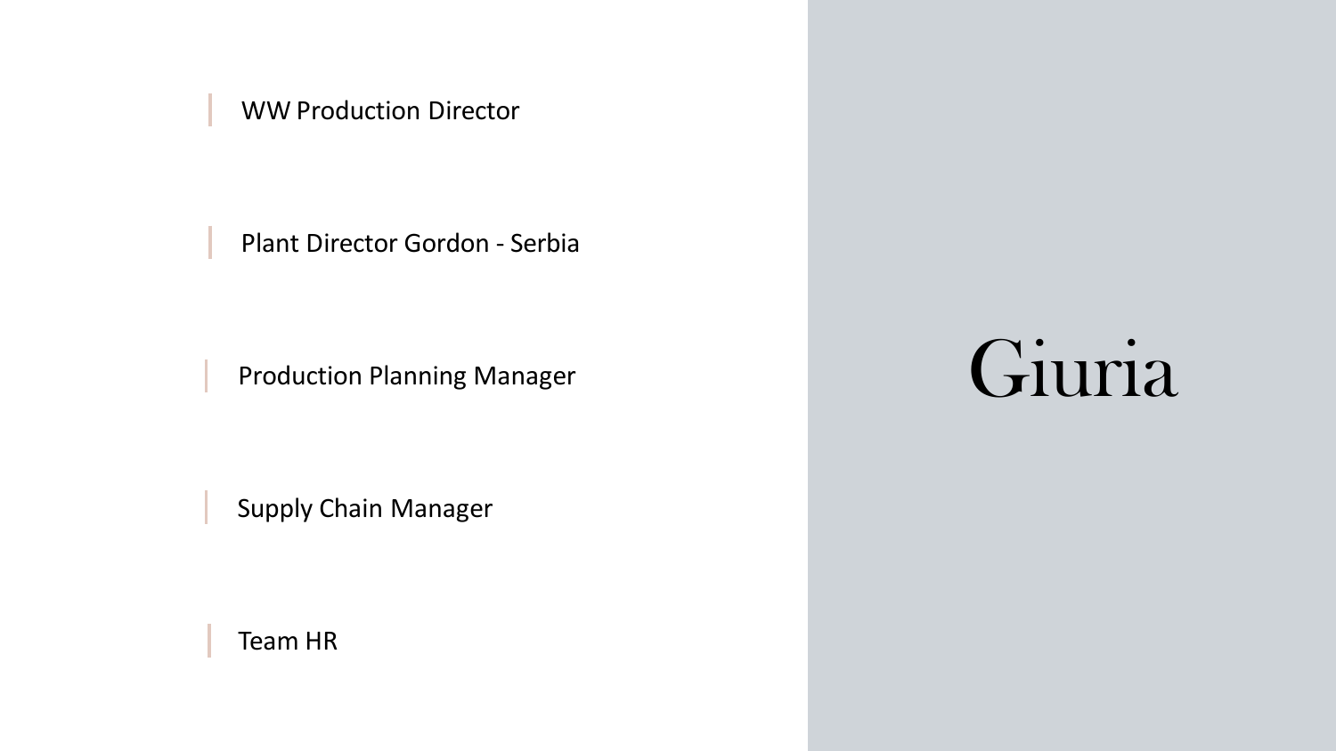WW Production Director

Plant Director Gordon - Serbia

Production Planning Manager

Supply Chain Manager

Team HR

# Giuria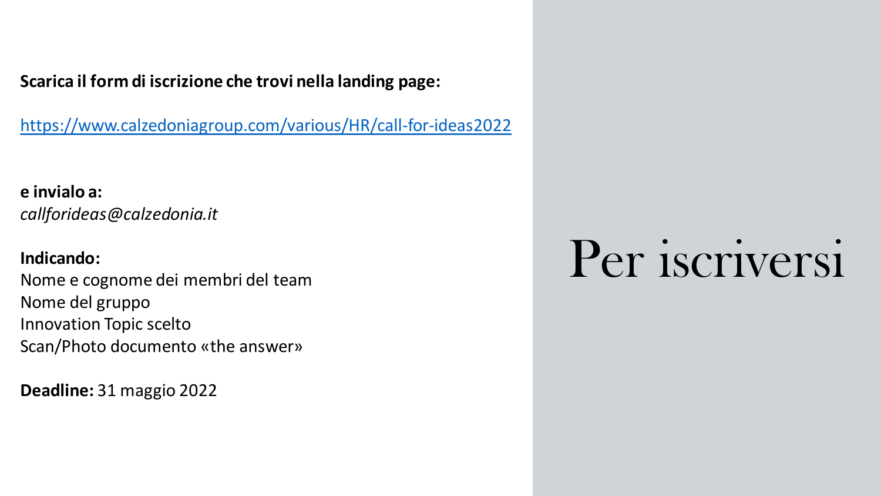# Per iscriversi

**Scarica il form di iscrizione che trovi nella landing page:**

https://www.calzedoniagroup.com/various/HR/call-for-ideas2022

**e invialo a:**
*callforideas@calzedonia.it*

**Indicando:**
Nome e cognome dei membri del team
Nome del gruppo
Innovation Topic scelto
Scan/Photo documento «the answer»

**Deadline:** 31 maggio 2022